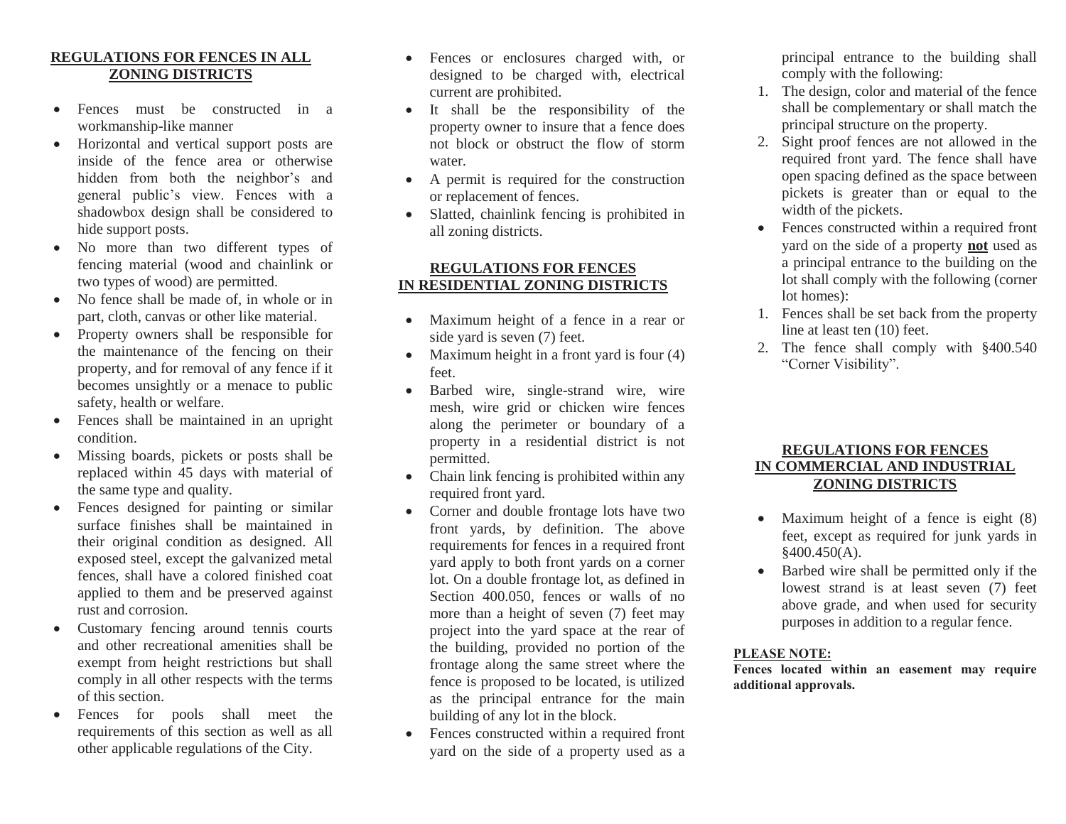## REGULATIONS FOR FENCES IN ALL ZONING DISTRICTS

- Fences must be constructed in a workmanship-like manner
- Horizontal and vertical support posts are inside of the fence area or otherwise hidden from both the neighbor's and general public's view. Fences with a shadowbox design shall be considered to hide support posts.
- No more than two different types of fencing material (wood and chainlink or two types of wood) are permitted.
- No fence shall be made of, in whole or in part, cloth, canvas or other like material.
- Property owners shall be responsible for the maintenance of the fencing on their property, and for removal of any fence if it becomes unsightly or a menace to public safety, health or welfare.
- Fences shall be maintained in an upright condition.
- Missing boards, pickets or posts shall be replaced within 45 days with material of the same type and quality.
- Fences designed for painting or similar surface finishes shall be maintained in their original condition as designed. All exposed steel, except the galvanized metal fences, shall have a colored finished coat applied to them and be preserved against rust and corrosion.
- Customary fencing around tennis courts and other recreational amenities shall be exempt from height restrictions but shall comply in all other respects with the terms of this section.
- Fences for pools shall meet the requirements of this section as well as all other applicable regulations of the City.
- Fences or enclosures charged with, or designed to be charged with, electrical current are prohibited.
- It shall be the responsibility of the property owner to insure that a fence does not block or obstruct the flow of storm water.
- A permit is required for the construction or replacement of fences.
- Slatted, chainlink fencing is prohibited in all zoning districts.

## REGULATIONS FOR FENCES IN RESIDENTIAL ZONING DISTRICTS

- Maximum height of a fence in a rear or side yard is seven (7) feet.
- Maximum height in a front yard is four (4) feet.
- Barbed wire, single-strand wire, wire mesh, wire grid or chicken wire fences along the perimeter or boundary of a property in a residential district is not permitted.
- Chain link fencing is prohibited within any required front yard.
- Corner and double frontage lots have two front yards, by definition. The above requirements for fences in a required front yard apply to both front yards on a corner lot. On a double frontage lot, as defined in Section 400.050, fences or walls of no more than a height of seven (7) feet may project into the yard space at the rear of the building, provided no portion of the frontage along the same street where the fence is proposed to be located, is utilized as the principal entrance for the main building of any lot in the block.
- Fences constructed within a required front yard on the side of a property used as a principal entrance to the building shall comply with the following:

1. The design, color and material of the fence shall be complementary or shall match the principal structure on the property.
2. Sight proof fences are not allowed in the required front yard. The fence shall have open spacing defined as the space between pickets is greater than or equal to the width of the pickets.

- Fences constructed within a required front yard on the side of a property **not** used as a principal entrance to the building on the lot shall comply with the following (corner lot homes):

1. Fences shall be set back from the property line at least ten (10) feet.
2. The fence shall comply with §400.540 "Corner Visibility".

## REGULATIONS FOR FENCES IN COMMERCIAL AND INDUSTRIAL ZONING DISTRICTS

- Maximum height of a fence is eight (8) feet, except as required for junk yards in §400.450(A).
- Barbed wire shall be permitted only if the lowest strand is at least seven (7) feet above grade, and when used for security purposes in addition to a regular fence.

**PLEASE NOTE:**

**Fences located within an easement may require additional approvals.**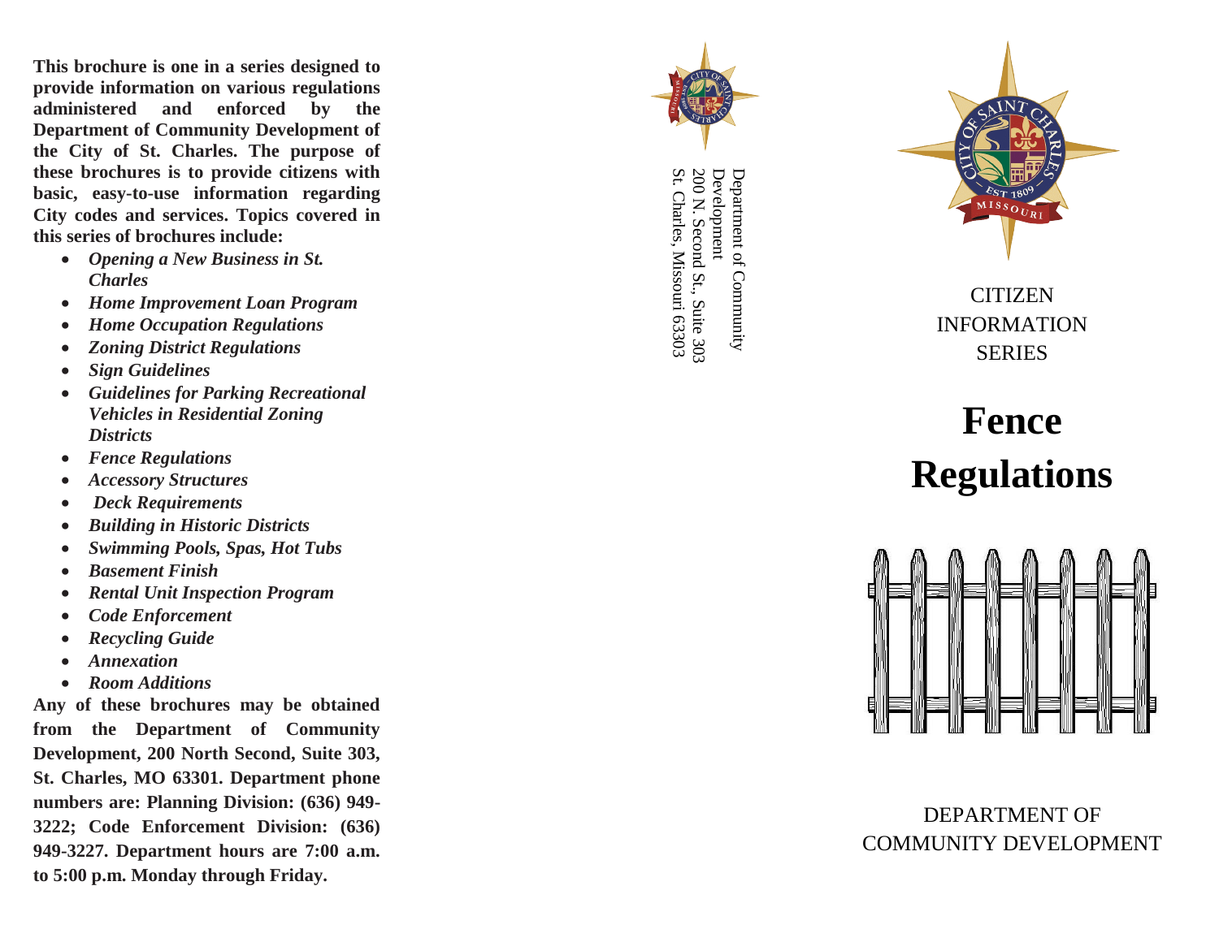**This brochure is one in a series designed to provide information on various regulations administered and enforced by the Department of Community Development of the City of St. Charles. The purpose of these brochures is to provide citizens with basic, easy-to-use information regarding City codes and services. Topics covered in this series of brochures include:**

- ***Opening a New Business in St. Charles***
- ***Home Improvement Loan Program***
- ***Home Occupation Regulations***
- ***Zoning District Regulations***
- ***Sign Guidelines***
- ***Guidelines for Parking Recreational Vehicles in Residential Zoning Districts***
- ***Fence Regulations***
- ***Accessory Structures***
- ***Deck Requirements***
- ***Building in Historic Districts***
- ***Swimming Pools, Spas, Hot Tubs***
- ***Basement Finish***
- ***Rental Unit Inspection Program***
- ***Code Enforcement***
- ***Recycling Guide***
- ***Annexation***
- ***Room Additions***

**Any of these brochures may be obtained from the Department of Community Development, 200 North Second, Suite 303, St. Charles, MO 63301. Department phone numbers are: Planning Division: (636) 949-3222; Code Enforcement Division: (636) 949-3227. Department hours are 7:00 a.m. to 5:00 p.m. Monday through Friday.**

Department of Community Development
200 N. Second St., Suite 303
St. Charles, Missouri 63303

CITY OF SAINT CHARLES
EST 1809
MISSOURI

CITIZEN
INFORMATION
SERIES

# Fence Regulations

DEPARTMENT OF
COMMUNITY DEVELOPMENT